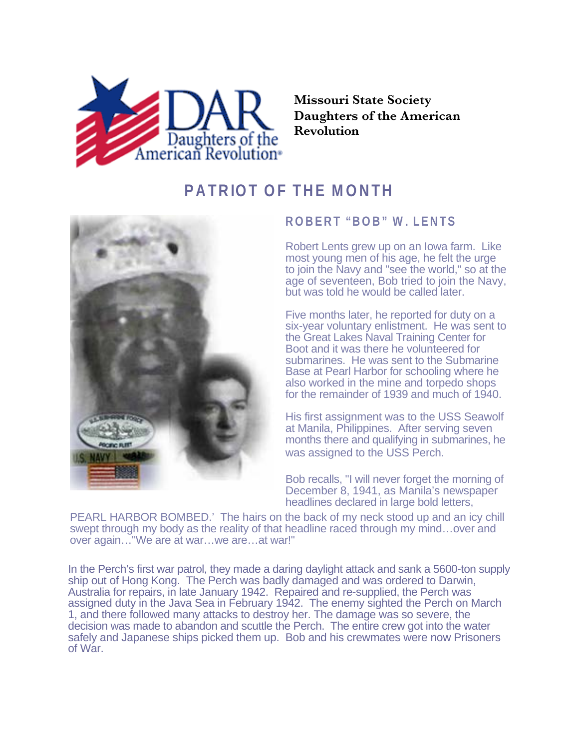**Missouri State Society Daughters of the American Revolution**

# PATRIOT OF THE MONTH

## ROBERT "BOB" W. LENTS

Robert Lents grew up on an Iowa farm. Like most young men of his age, he felt the urge to join the Navy and "see the world," so at the age of seventeen, Bob tried to join the Navy, but was told he would be called later.

Five months later, he reported for duty on a six-year voluntary enlistment. He was sent to the Great Lakes Naval Training Center for Boot and it was there he volunteered for submarines. He was sent to the Submarine Base at Pearl Harbor for schooling where he also worked in the mine and torpedo shops for the remainder of 1939 and much of 1940.

His first assignment was to the USS Seawolf at Manila, Philippines. After serving seven months there and qualifying in submarines, he was assigned to the USS Perch.

Bob recalls, "I will never forget the morning of December 8, 1941, as Manila's newspaper headlines declared in large bold letters, PEARL HARBOR BOMBED.' The hairs on the back of my neck stood up and an icy chill swept through my body as the reality of that headline raced through my mind…over and over again…"We are at war…we are…at war!"

In the Perch's first war patrol, they made a daring daylight attack and sank a 5600-ton supply ship out of Hong Kong. The Perch was badly damaged and was ordered to Darwin, Australia for repairs, in late January 1942. Repaired and re-supplied, the Perch was assigned duty in the Java Sea in February 1942. The enemy sighted the Perch on March 1, and there followed many attacks to destroy her. The damage was so severe, the decision was made to abandon and scuttle the Perch. The entire crew got into the water safely and Japanese ships picked them up. Bob and his crewmates were now Prisoners of War.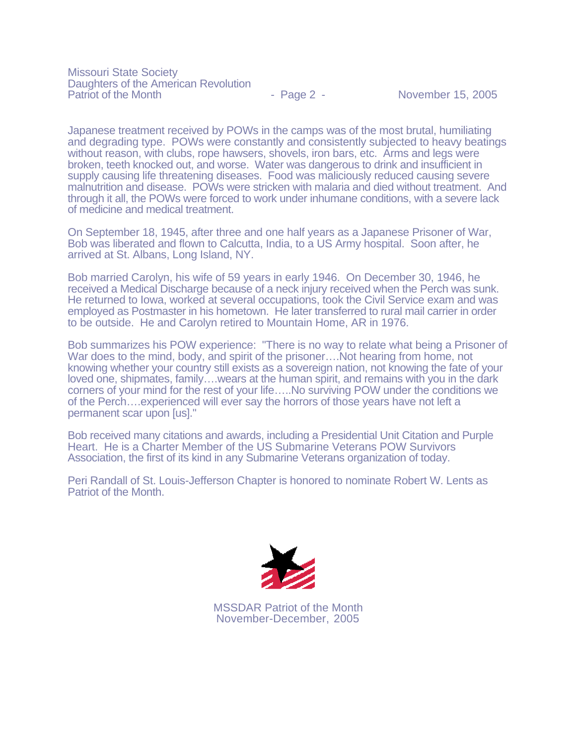Japanese treatment received by POWs in the camps was of the most brutal, humiliating and degrading type. POWs were constantly and consistently subjected to heavy beatings without reason, with clubs, rope hawsers, shovels, iron bars, etc. Arms and legs were broken, teeth knocked out, and worse. Water was dangerous to drink and insufficient in supply causing life threatening diseases. Food was maliciously reduced causing severe malnutrition and disease. POWs were stricken with malaria and died without treatment. And through it all, the POWs were forced to work under inhumane conditions, with a severe lack of medicine and medical treatment.

On September 18, 1945, after three and one half years as a Japanese Prisoner of War, Bob was liberated and flown to Calcutta, India, to a US Army hospital. Soon after, he arrived at St. Albans, Long Island, NY.

Bob married Carolyn, his wife of 59 years in early 1946. On December 30, 1946, he received a Medical Discharge because of a neck injury received when the Perch was sunk. He returned to Iowa, worked at several occupations, took the Civil Service exam and was employed as Postmaster in his hometown. He later transferred to rural mail carrier in order to be outside. He and Carolyn retired to Mountain Home, AR in 1976.

Bob summarizes his POW experience: "There is no way to relate what being a Prisoner of War does to the mind, body, and spirit of the prisoner….Not hearing from home, not knowing whether your country still exists as a sovereign nation, not knowing the fate of your loved one, shipmates, family….wears at the human spirit, and remains with you in the dark corners of your mind for the rest of your life…..No surviving POW under the conditions we of the Perch….experienced will ever say the horrors of those years have not left a permanent scar upon [us]."

Bob received many citations and awards, including a Presidential Unit Citation and Purple Heart. He is a Charter Member of the US Submarine Veterans POW Survivors Association, the first of its kind in any Submarine Veterans organization of today.

Peri Randall of St. Louis-Jefferson Chapter is honored to nominate Robert W. Lents as Patriot of the Month.

MSSDAR Patriot of the Month
November-December, 2005